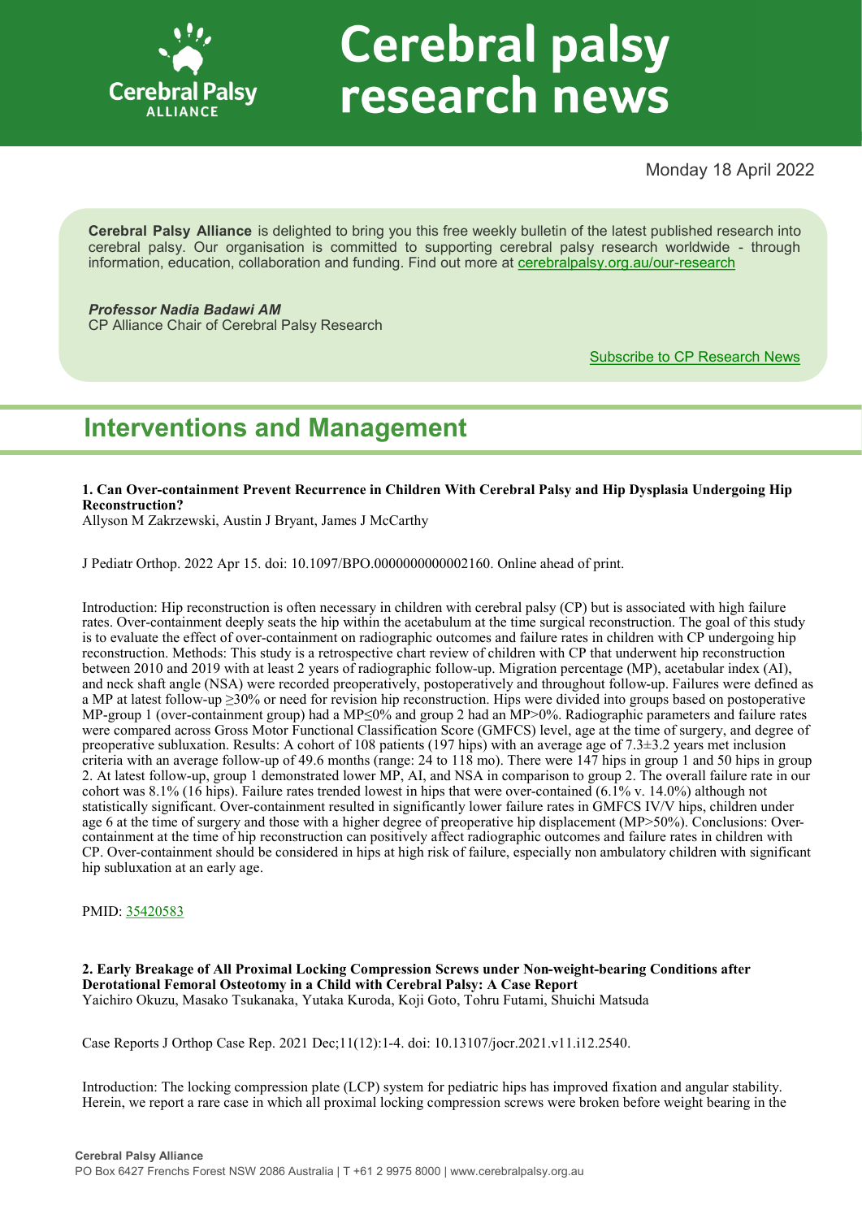# Cerebral palsy research news

Monday 18 April 2022

**Cerebral Palsy Alliance** is delighted to bring you this free weekly bulletin of the latest published research into cerebral palsy. Our organisation is committed to supporting cerebral palsy research worldwide - through information, education, collaboration and funding. Find out more at [cerebralpalsy.org.au/our-research](cerebralpalsy.org.au/our-research)

***Professor Nadia Badawi AM***
CP Alliance Chair of Cerebral Palsy Research

Subscribe to CP Research News

## Interventions and Management

**1. Can Over-containment Prevent Recurrence in Children With Cerebral Palsy and Hip Dysplasia Undergoing Hip Reconstruction?**
Allyson M Zakrzewski, Austin J Bryant, James J McCarthy

J Pediatr Orthop. 2022 Apr 15. doi: 10.1097/BPO.0000000000002160. Online ahead of print.

Introduction: Hip reconstruction is often necessary in children with cerebral palsy (CP) but is associated with high failure rates. Over-containment deeply seats the hip within the acetabulum at the time surgical reconstruction. The goal of this study is to evaluate the effect of over-containment on radiographic outcomes and failure rates in children with CP undergoing hip reconstruction. Methods: This study is a retrospective chart review of children with CP that underwent hip reconstruction between 2010 and 2019 with at least 2 years of radiographic follow-up. Migration percentage (MP), acetabular index (AI), and neck shaft angle (NSA) were recorded preoperatively, postoperatively and throughout follow-up. Failures were defined as a MP at latest follow-up ≥30% or need for revision hip reconstruction. Hips were divided into groups based on postoperative MP-group 1 (over-containment group) had a MP≤0% and group 2 had an MP>0%. Radiographic parameters and failure rates were compared across Gross Motor Functional Classification Score (GMFCS) level, age at the time of surgery, and degree of preoperative subluxation. Results: A cohort of 108 patients (197 hips) with an average age of 7.3±3.2 years met inclusion criteria with an average follow-up of 49.6 months (range: 24 to 118 mo). There were 147 hips in group 1 and 50 hips in group 2. At latest follow-up, group 1 demonstrated lower MP, AI, and NSA in comparison to group 2. The overall failure rate in our cohort was 8.1% (16 hips). Failure rates trended lowest in hips that were over-contained (6.1% v. 14.0%) although not statistically significant. Over-containment resulted in significantly lower failure rates in GMFCS IV/V hips, children under age 6 at the time of surgery and those with a higher degree of preoperative hip displacement (MP>50%). Conclusions: Over-containment at the time of hip reconstruction can positively affect radiographic outcomes and failure rates in children with CP. Over-containment should be considered in hips at high risk of failure, especially non ambulatory children with significant hip subluxation at an early age.

PMID: [35420583](35420583)

**2. Early Breakage of All Proximal Locking Compression Screws under Non-weight-bearing Conditions after Derotational Femoral Osteotomy in a Child with Cerebral Palsy: A Case Report**
Yaichiro Okuzu, Masako Tsukanaka, Yutaka Kuroda, Koji Goto, Tohru Futami, Shuichi Matsuda

Case Reports J Orthop Case Rep. 2021 Dec;11(12):1-4. doi: 10.13107/jocr.2021.v11.i12.2540.

Introduction: The locking compression plate (LCP) system for pediatric hips has improved fixation and angular stability. Herein, we report a rare case in which all proximal locking compression screws were broken before weight bearing in the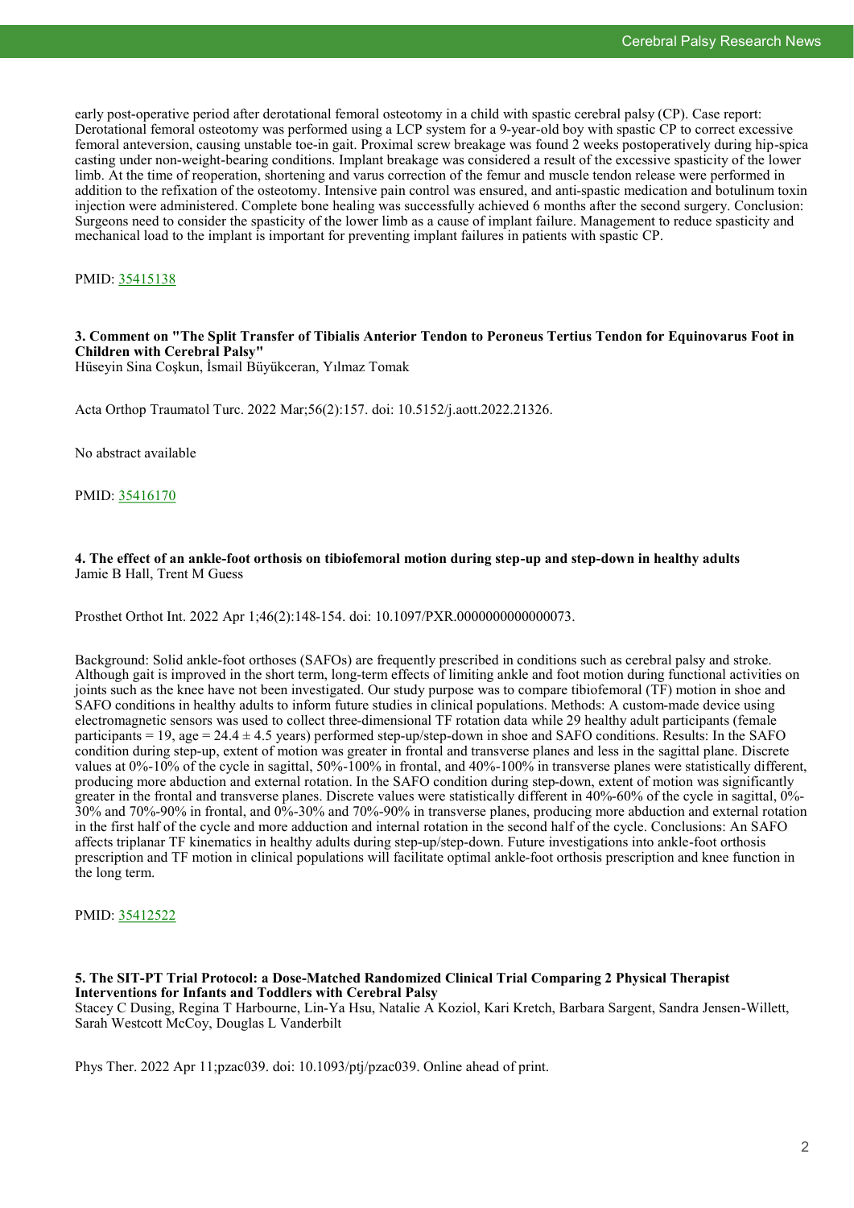early post-operative period after derotational femoral osteotomy in a child with spastic cerebral palsy (CP). Case report: Derotational femoral osteotomy was performed using a LCP system for a 9-year-old boy with spastic CP to correct excessive femoral anteversion, causing unstable toe-in gait. Proximal screw breakage was found 2 weeks postoperatively during hip-spica casting under non-weight-bearing conditions. Implant breakage was considered a result of the excessive spasticity of the lower limb. At the time of reoperation, shortening and varus correction of the femur and muscle tendon release were performed in addition to the refixation of the osteotomy. Intensive pain control was ensured, and anti-spastic medication and botulinum toxin injection were administered. Complete bone healing was successfully achieved 6 months after the second surgery. Conclusion: Surgeons need to consider the spasticity of the lower limb as a cause of implant failure. Management to reduce spasticity and mechanical load to the implant is important for preventing implant failures in patients with spastic CP.

PMID: 35415138

### 3. Comment on "The Split Transfer of Tibialis Anterior Tendon to Peroneus Tertius Tendon for Equinovarus Foot in Children with Cerebral Palsy"

Hüseyin Sina Coşkun, İsmail Büyükceran, Yılmaz Tomak

Acta Orthop Traumatol Turc. 2022 Mar;56(2):157. doi: 10.5152/j.aott.2022.21326.

No abstract available

PMID: 35416170

### 4. The effect of an ankle-foot orthosis on tibiofemoral motion during step-up and step-down in healthy adults

Jamie B Hall, Trent M Guess

Prosthet Orthot Int. 2022 Apr 1;46(2):148-154. doi: 10.1097/PXR.0000000000000073.

Background: Solid ankle-foot orthoses (SAFOs) are frequently prescribed in conditions such as cerebral palsy and stroke. Although gait is improved in the short term, long-term effects of limiting ankle and foot motion during functional activities on joints such as the knee have not been investigated. Our study purpose was to compare tibiofemoral (TF) motion in shoe and SAFO conditions in healthy adults to inform future studies in clinical populations. Methods: A custom-made device using electromagnetic sensors was used to collect three-dimensional TF rotation data while 29 healthy adult participants (female participants = 19, age = 24.4 ± 4.5 years) performed step-up/step-down in shoe and SAFO conditions. Results: In the SAFO condition during step-up, extent of motion was greater in frontal and transverse planes and less in the sagittal plane. Discrete values at 0%-10% of the cycle in sagittal, 50%-100% in frontal, and 40%-100% in transverse planes were statistically different, producing more abduction and external rotation. In the SAFO condition during step-down, extent of motion was significantly greater in the frontal and transverse planes. Discrete values were statistically different in 40%-60% of the cycle in sagittal, 0%-30% and 70%-90% in frontal, and 0%-30% and 70%-90% in transverse planes, producing more abduction and external rotation in the first half of the cycle and more adduction and internal rotation in the second half of the cycle. Conclusions: An SAFO affects triplanar TF kinematics in healthy adults during step-up/step-down. Future investigations into ankle-foot orthosis prescription and TF motion in clinical populations will facilitate optimal ankle-foot orthosis prescription and knee function in the long term.

PMID: 35412522

### 5. The SIT-PT Trial Protocol: a Dose-Matched Randomized Clinical Trial Comparing 2 Physical Therapist Interventions for Infants and Toddlers with Cerebral Palsy

Stacey C Dusing, Regina T Harbourne, Lin-Ya Hsu, Natalie A Koziol, Kari Kretch, Barbara Sargent, Sandra Jensen-Willett, Sarah Westcott McCoy, Douglas L Vanderbilt

Phys Ther. 2022 Apr 11;pzac039. doi: 10.1093/ptj/pzac039. Online ahead of print.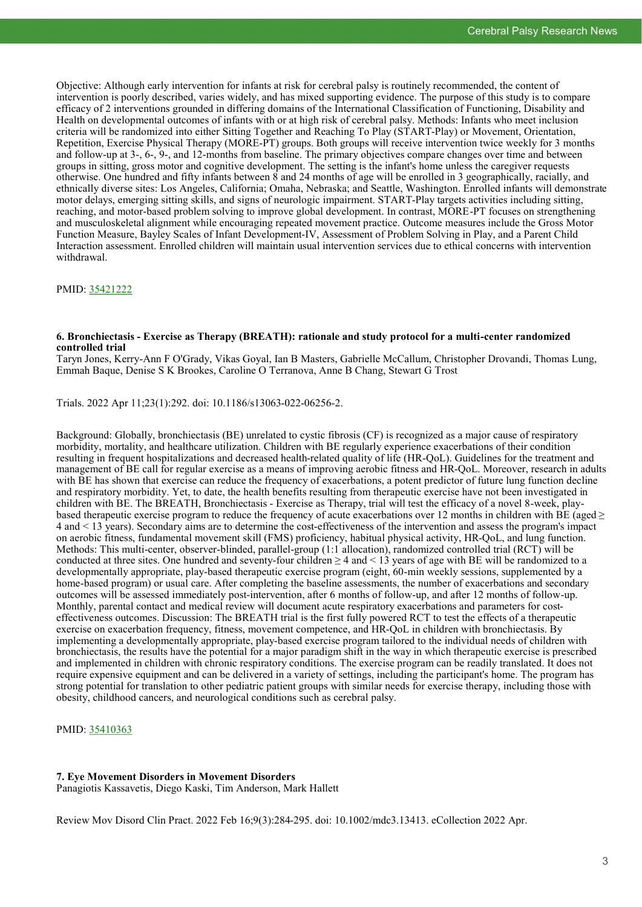Objective: Although early intervention for infants at risk for cerebral palsy is routinely recommended, the content of intervention is poorly described, varies widely, and has mixed supporting evidence. The purpose of this study is to compare efficacy of 2 interventions grounded in differing domains of the International Classification of Functioning, Disability and Health on developmental outcomes of infants with or at high risk of cerebral palsy. Methods: Infants who meet inclusion criteria will be randomized into either Sitting Together and Reaching To Play (START-Play) or Movement, Orientation, Repetition, Exercise Physical Therapy (MORE-PT) groups. Both groups will receive intervention twice weekly for 3 months and follow-up at 3-, 6-, 9-, and 12-months from baseline. The primary objectives compare changes over time and between groups in sitting, gross motor and cognitive development. The setting is the infant's home unless the caregiver requests otherwise. One hundred and fifty infants between 8 and 24 months of age will be enrolled in 3 geographically, racially, and ethnically diverse sites: Los Angeles, California; Omaha, Nebraska; and Seattle, Washington. Enrolled infants will demonstrate motor delays, emerging sitting skills, and signs of neurologic impairment. START-Play targets activities including sitting, reaching, and motor-based problem solving to improve global development. In contrast, MORE-PT focuses on strengthening and musculoskeletal alignment while encouraging repeated movement practice. Outcome measures include the Gross Motor Function Measure, Bayley Scales of Infant Development-IV, Assessment of Problem Solving in Play, and a Parent Child Interaction assessment. Enrolled children will maintain usual intervention services due to ethical concerns with intervention withdrawal.

PMID: [35421222](https://pubmed.ncbi.nlm.nih.gov/35421222)

**6. Bronchiectasis - Exercise as Therapy (BREATH): rationale and study protocol for a multi-center randomized controlled trial**
Taryn Jones, Kerry-Ann F O'Grady, Vikas Goyal, Ian B Masters, Gabrielle McCallum, Christopher Drovandi, Thomas Lung, Emmah Baque, Denise S K Brookes, Caroline O Terranova, Anne B Chang, Stewart G Trost

Trials. 2022 Apr 11;23(1):292. doi: 10.1186/s13063-022-06256-2.

Background: Globally, bronchiectasis (BE) unrelated to cystic fibrosis (CF) is recognized as a major cause of respiratory morbidity, mortality, and healthcare utilization. Children with BE regularly experience exacerbations of their condition resulting in frequent hospitalizations and decreased health-related quality of life (HR-QoL). Guidelines for the treatment and management of BE call for regular exercise as a means of improving aerobic fitness and HR-QoL. Moreover, research in adults with BE has shown that exercise can reduce the frequency of exacerbations, a potent predictor of future lung function decline and respiratory morbidity. Yet, to date, the health benefits resulting from therapeutic exercise have not been investigated in children with BE. The BREATH, Bronchiectasis - Exercise as Therapy, trial will test the efficacy of a novel 8-week, play-based therapeutic exercise program to reduce the frequency of acute exacerbations over 12 months in children with BE (aged ≥ 4 and < 13 years). Secondary aims are to determine the cost-effectiveness of the intervention and assess the program's impact on aerobic fitness, fundamental movement skill (FMS) proficiency, habitual physical activity, HR-QoL, and lung function. Methods: This multi-center, observer-blinded, parallel-group (1:1 allocation), randomized controlled trial (RCT) will be conducted at three sites. One hundred and seventy-four children ≥ 4 and < 13 years of age with BE will be randomized to a developmentally appropriate, play-based therapeutic exercise program (eight, 60-min weekly sessions, supplemented by a home-based program) or usual care. After completing the baseline assessments, the number of exacerbations and secondary outcomes will be assessed immediately post-intervention, after 6 months of follow-up, and after 12 months of follow-up. Monthly, parental contact and medical review will document acute respiratory exacerbations and parameters for cost-effectiveness outcomes. Discussion: The BREATH trial is the first fully powered RCT to test the effects of a therapeutic exercise on exacerbation frequency, fitness, movement competence, and HR-QoL in children with bronchiectasis. By implementing a developmentally appropriate, play-based exercise program tailored to the individual needs of children with bronchiectasis, the results have the potential for a major paradigm shift in the way in which therapeutic exercise is prescribed and implemented in children with chronic respiratory conditions. The exercise program can be readily translated. It does not require expensive equipment and can be delivered in a variety of settings, including the participant's home. The program has strong potential for translation to other pediatric patient groups with similar needs for exercise therapy, including those with obesity, childhood cancers, and neurological conditions such as cerebral palsy.

PMID: [35410363](https://pubmed.ncbi.nlm.nih.gov/35410363)

**7. Eye Movement Disorders in Movement Disorders**
Panagiotis Kassavetis, Diego Kaski, Tim Anderson, Mark Hallett

Review Mov Disord Clin Pract. 2022 Feb 16;9(3):284-295. doi: 10.1002/mdc3.13413. eCollection 2022 Apr.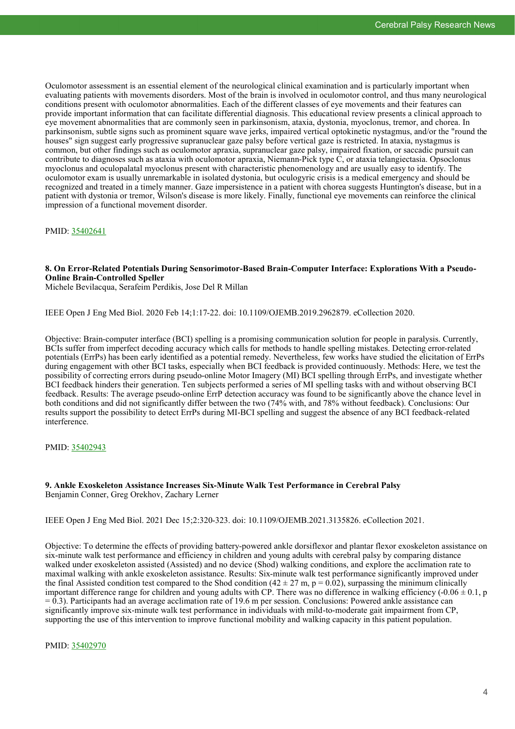Oculomotor assessment is an essential element of the neurological clinical examination and is particularly important when evaluating patients with movements disorders. Most of the brain is involved in oculomotor control, and thus many neurological conditions present with oculomotor abnormalities. Each of the different classes of eye movements and their features can provide important information that can facilitate differential diagnosis. This educational review presents a clinical approach to eye movement abnormalities that are commonly seen in parkinsonism, ataxia, dystonia, myoclonus, tremor, and chorea. In parkinsonism, subtle signs such as prominent square wave jerks, impaired vertical optokinetic nystagmus, and/or the "round the houses" sign suggest early progressive supranuclear gaze palsy before vertical gaze is restricted. In ataxia, nystagmus is common, but other findings such as oculomotor apraxia, supranuclear gaze palsy, impaired fixation, or saccadic pursuit can contribute to diagnoses such as ataxia with oculomotor apraxia, Niemann-Pick type C, or ataxia telangiectasia. Opsoclonus myoclonus and oculopalatal myoclonus present with characteristic phenomenology and are usually easy to identify. The oculomotor exam is usually unremarkable in isolated dystonia, but oculogyric crisis is a medical emergency and should be recognized and treated in a timely manner. Gaze impersistence in a patient with chorea suggests Huntington's disease, but in a patient with dystonia or tremor, Wilson's disease is more likely. Finally, functional eye movements can reinforce the clinical impression of a functional movement disorder.

PMID: 35402641

**8. On Error-Related Potentials During Sensorimotor-Based Brain-Computer Interface: Explorations With a Pseudo-Online Brain-Controlled Speller**
Michele Bevilacqua, Serafeim Perdikis, Jose Del R Millan

IEEE Open J Eng Med Biol. 2020 Feb 14;1:17-22. doi: 10.1109/OJEMB.2019.2962879. eCollection 2020.

Objective: Brain-computer interface (BCI) spelling is a promising communication solution for people in paralysis. Currently, BCIs suffer from imperfect decoding accuracy which calls for methods to handle spelling mistakes. Detecting error-related potentials (ErrPs) has been early identified as a potential remedy. Nevertheless, few works have studied the elicitation of ErrPs during engagement with other BCI tasks, especially when BCI feedback is provided continuously. Methods: Here, we test the possibility of correcting errors during pseudo-online Motor Imagery (MI) BCI spelling through ErrPs, and investigate whether BCI feedback hinders their generation. Ten subjects performed a series of MI spelling tasks with and without observing BCI feedback. Results: The average pseudo-online ErrP detection accuracy was found to be significantly above the chance level in both conditions and did not significantly differ between the two (74% with, and 78% without feedback). Conclusions: Our results support the possibility to detect ErrPs during MI-BCI spelling and suggest the absence of any BCI feedback-related interference.

PMID: 35402943

**9. Ankle Exoskeleton Assistance Increases Six-Minute Walk Test Performance in Cerebral Palsy**
Benjamin Conner, Greg Orekhov, Zachary Lerner

IEEE Open J Eng Med Biol. 2021 Dec 15;2:320-323. doi: 10.1109/OJEMB.2021.3135826. eCollection 2021.

Objective: To determine the effects of providing battery-powered ankle dorsiflexor and plantar flexor exoskeleton assistance on six-minute walk test performance and efficiency in children and young adults with cerebral palsy by comparing distance walked under exoskeleton assisted (Assisted) and no device (Shod) walking conditions, and explore the acclimation rate to maximal walking with ankle exoskeleton assistance. Results: Six-minute walk test performance significantly improved under the final Assisted condition test compared to the Shod condition ($42 \pm 27$ m, $p = 0.02$), surpassing the minimum clinically important difference range for children and young adults with CP. There was no difference in walking efficiency ($-0.06 \pm 0.1$, $p = 0.3$). Participants had an average acclimation rate of 19.6 m per session. Conclusions: Powered ankle assistance can significantly improve six-minute walk test performance in individuals with mild-to-moderate gait impairment from CP, supporting the use of this intervention to improve functional mobility and walking capacity in this patient population.

PMID: 35402970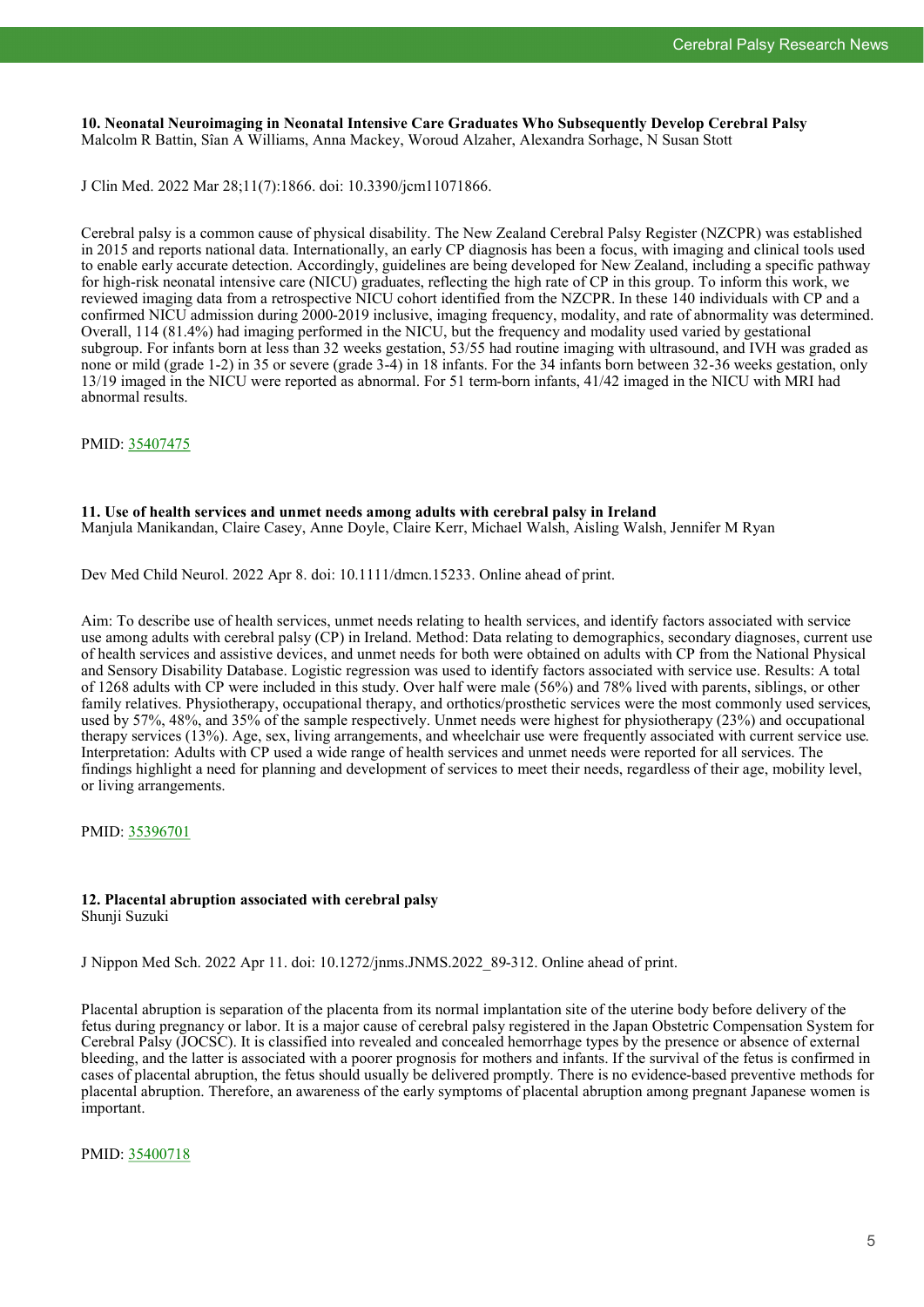**10. Neonatal Neuroimaging in Neonatal Intensive Care Graduates Who Subsequently Develop Cerebral Palsy**
Malcolm R Battin, Sîan A Williams, Anna Mackey, Woroud Alzaher, Alexandra Sorhage, N Susan Stott

J Clin Med. 2022 Mar 28;11(7):1866. doi: 10.3390/jcm11071866.

Cerebral palsy is a common cause of physical disability. The New Zealand Cerebral Palsy Register (NZCPR) was established in 2015 and reports national data. Internationally, an early CP diagnosis has been a focus, with imaging and clinical tools used to enable early accurate detection. Accordingly, guidelines are being developed for New Zealand, including a specific pathway for high-risk neonatal intensive care (NICU) graduates, reflecting the high rate of CP in this group. To inform this work, we reviewed imaging data from a retrospective NICU cohort identified from the NZCPR. In these 140 individuals with CP and a confirmed NICU admission during 2000-2019 inclusive, imaging frequency, modality, and rate of abnormality was determined. Overall, 114 (81.4%) had imaging performed in the NICU, but the frequency and modality used varied by gestational subgroup. For infants born at less than 32 weeks gestation, 53/55 had routine imaging with ultrasound, and IVH was graded as none or mild (grade 1-2) in 35 or severe (grade 3-4) in 18 infants. For the 34 infants born between 32-36 weeks gestation, only 13/19 imaged in the NICU were reported as abnormal. For 51 term-born infants, 41/42 imaged in the NICU with MRI had abnormal results.

PMID: 35407475

**11. Use of health services and unmet needs among adults with cerebral palsy in Ireland**
Manjula Manikandan, Claire Casey, Anne Doyle, Claire Kerr, Michael Walsh, Aisling Walsh, Jennifer M Ryan

Dev Med Child Neurol. 2022 Apr 8. doi: 10.1111/dmcn.15233. Online ahead of print.

Aim: To describe use of health services, unmet needs relating to health services, and identify factors associated with service use among adults with cerebral palsy (CP) in Ireland. Method: Data relating to demographics, secondary diagnoses, current use of health services and assistive devices, and unmet needs for both were obtained on adults with CP from the National Physical and Sensory Disability Database. Logistic regression was used to identify factors associated with service use. Results: A total of 1268 adults with CP were included in this study. Over half were male (56%) and 78% lived with parents, siblings, or other family relatives. Physiotherapy, occupational therapy, and orthotics/prosthetic services were the most commonly used services, used by 57%, 48%, and 35% of the sample respectively. Unmet needs were highest for physiotherapy (23%) and occupational therapy services (13%). Age, sex, living arrangements, and wheelchair use were frequently associated with current service use. Interpretation: Adults with CP used a wide range of health services and unmet needs were reported for all services. The findings highlight a need for planning and development of services to meet their needs, regardless of their age, mobility level, or living arrangements.

PMID: 35396701

**12. Placental abruption associated with cerebral palsy**
Shunji Suzuki

J Nippon Med Sch. 2022 Apr 11. doi: 10.1272/jnms.JNMS.2022_89-312. Online ahead of print.

Placental abruption is separation of the placenta from its normal implantation site of the uterine body before delivery of the fetus during pregnancy or labor. It is a major cause of cerebral palsy registered in the Japan Obstetric Compensation System for Cerebral Palsy (JOCSC). It is classified into revealed and concealed hemorrhage types by the presence or absence of external bleeding, and the latter is associated with a poorer prognosis for mothers and infants. If the survival of the fetus is confirmed in cases of placental abruption, the fetus should usually be delivered promptly. There is no evidence-based preventive methods for placental abruption. Therefore, an awareness of the early symptoms of placental abruption among pregnant Japanese women is important.

PMID: 35400718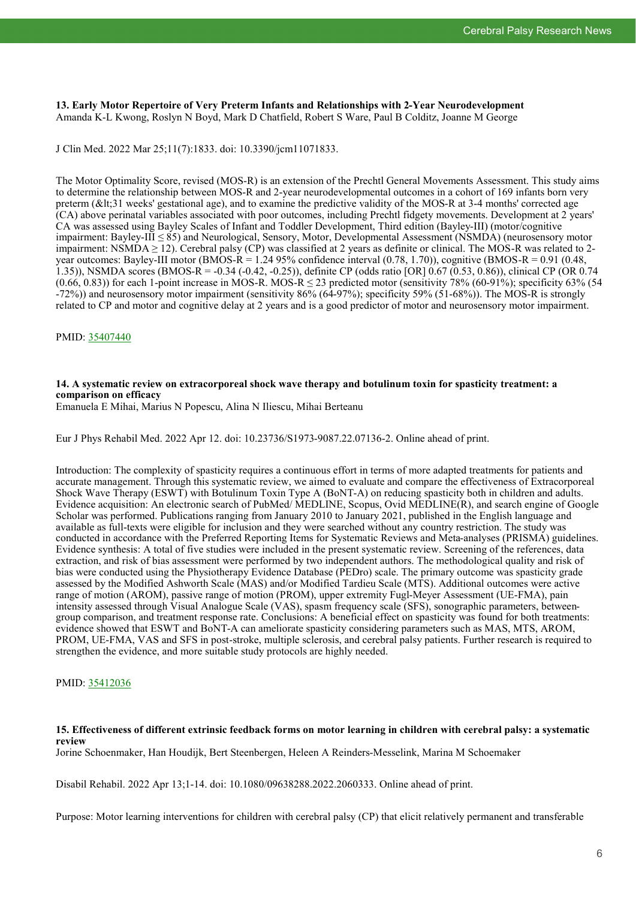### 13. Early Motor Repertoire of Very Preterm Infants and Relationships with 2-Year Neurodevelopment

Amanda K-L Kwong, Roslyn N Boyd, Mark D Chatfield, Robert S Ware, Paul B Colditz, Joanne M George

J Clin Med. 2022 Mar 25;11(7):1833. doi: 10.3390/jcm11071833.

The Motor Optimality Score, revised (MOS-R) is an extension of the Prechtl General Movements Assessment. This study aims to determine the relationship between MOS-R and 2-year neurodevelopmental outcomes in a cohort of 169 infants born very preterm (&lt;31 weeks' gestational age), and to examine the predictive validity of the MOS-R at 3-4 months' corrected age (CA) above perinatal variables associated with poor outcomes, including Prechtl fidgety movements. Development at 2 years' CA was assessed using Bayley Scales of Infant and Toddler Development, Third edition (Bayley-III) (motor/cognitive impairment: Bayley-III ≤ 85) and Neurological, Sensory, Motor, Developmental Assessment (NSMDA) (neurosensory motor impairment: NSMDA ≥ 12). Cerebral palsy (CP) was classified at 2 years as definite or clinical. The MOS-R was related to 2-year outcomes: Bayley-III motor (BMOS-R = 1.24 95% confidence interval (0.78, 1.70)), cognitive (BMOS-R = 0.91 (0.48, 1.35)), NSMDA scores (BMOS-R = -0.34 (-0.42, -0.25)), definite CP (odds ratio [OR] 0.67 (0.53, 0.86)), clinical CP (OR 0.74 (0.66, 0.83)) for each 1-point increase in MOS-R. MOS-R ≤ 23 predicted motor (sensitivity 78% (60-91%); specificity 63% (54 -72%)) and neurosensory motor impairment (sensitivity 86% (64-97%); specificity 59% (51-68%)). The MOS-R is strongly related to CP and motor and cognitive delay at 2 years and is a good predictor of motor and neurosensory motor impairment.

PMID: 35407440

### 14. A systematic review on extracorporeal shock wave therapy and botulinum toxin for spasticity treatment: a comparison on efficacy

Emanuela E Mihai, Marius N Popescu, Alina N Iliescu, Mihai Berteanu

Eur J Phys Rehabil Med. 2022 Apr 12. doi: 10.23736/S1973-9087.22.07136-2. Online ahead of print.

Introduction: The complexity of spasticity requires a continuous effort in terms of more adapted treatments for patients and accurate management. Through this systematic review, we aimed to evaluate and compare the effectiveness of Extracorporeal Shock Wave Therapy (ESWT) with Botulinum Toxin Type A (BoNT-A) on reducing spasticity both in children and adults. Evidence acquisition: An electronic search of PubMed/ MEDLINE, Scopus, Ovid MEDLINE(R), and search engine of Google Scholar was performed. Publications ranging from January 2010 to January 2021, published in the English language and available as full-texts were eligible for inclusion and they were searched without any country restriction. The study was conducted in accordance with the Preferred Reporting Items for Systematic Reviews and Meta-analyses (PRISMA) guidelines. Evidence synthesis: A total of five studies were included in the present systematic review. Screening of the references, data extraction, and risk of bias assessment were performed by two independent authors. The methodological quality and risk of bias were conducted using the Physiotherapy Evidence Database (PEDro) scale. The primary outcome was spasticity grade assessed by the Modified Ashworth Scale (MAS) and/or Modified Tardieu Scale (MTS). Additional outcomes were active range of motion (AROM), passive range of motion (PROM), upper extremity Fugl-Meyer Assessment (UE-FMA), pain intensity assessed through Visual Analogue Scale (VAS), spasm frequency scale (SFS), sonographic parameters, between-group comparison, and treatment response rate. Conclusions: A beneficial effect on spasticity was found for both treatments: evidence showed that ESWT and BoNT-A can ameliorate spasticity considering parameters such as MAS, MTS, AROM, PROM, UE-FMA, VAS and SFS in post-stroke, multiple sclerosis, and cerebral palsy patients. Further research is required to strengthen the evidence, and more suitable study protocols are highly needed.

PMID: 35412036

### 15. Effectiveness of different extrinsic feedback forms on motor learning in children with cerebral palsy: a systematic review

Jorine Schoenmaker, Han Houdijk, Bert Steenbergen, Heleen A Reinders-Messelink, Marina M Schoemaker

Disabil Rehabil. 2022 Apr 13;1-14. doi: 10.1080/09638288.2022.2060333. Online ahead of print.

Purpose: Motor learning interventions for children with cerebral palsy (CP) that elicit relatively permanent and transferable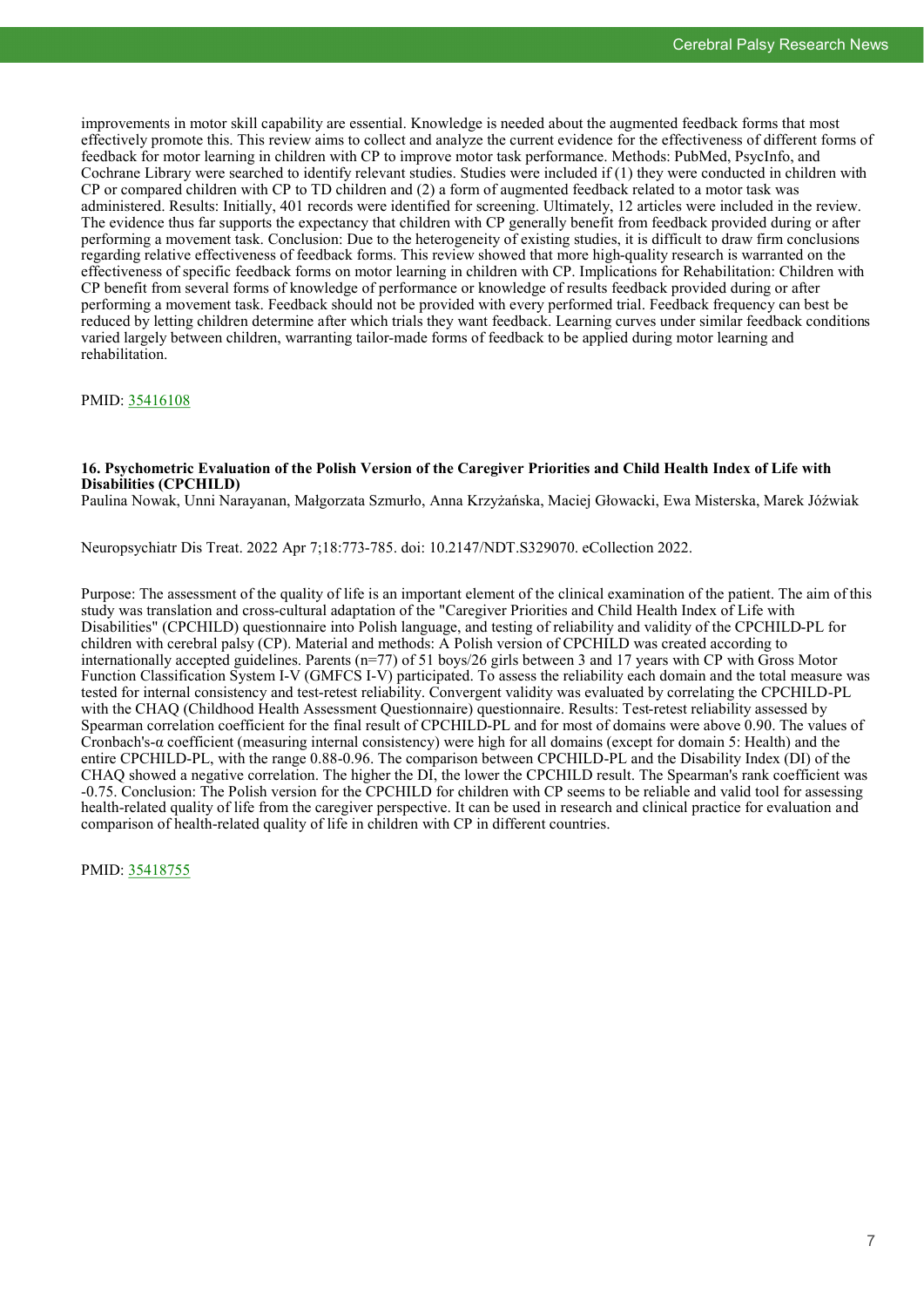improvements in motor skill capability are essential. Knowledge is needed about the augmented feedback forms that most effectively promote this. This review aims to collect and analyze the current evidence for the effectiveness of different forms of feedback for motor learning in children with CP to improve motor task performance. Methods: PubMed, PsycInfo, and Cochrane Library were searched to identify relevant studies. Studies were included if (1) they were conducted in children with CP or compared children with CP to TD children and (2) a form of augmented feedback related to a motor task was administered. Results: Initially, 401 records were identified for screening. Ultimately, 12 articles were included in the review. The evidence thus far supports the expectancy that children with CP generally benefit from feedback provided during or after performing a movement task. Conclusion: Due to the heterogeneity of existing studies, it is difficult to draw firm conclusions regarding relative effectiveness of feedback forms. This review showed that more high-quality research is warranted on the effectiveness of specific feedback forms on motor learning in children with CP. Implications for Rehabilitation: Children with CP benefit from several forms of knowledge of performance or knowledge of results feedback provided during or after performing a movement task. Feedback should not be provided with every performed trial. Feedback frequency can best be reduced by letting children determine after which trials they want feedback. Learning curves under similar feedback conditions varied largely between children, warranting tailor-made forms of feedback to be applied during motor learning and rehabilitation.

PMID: 35416108

### 16. Psychometric Evaluation of the Polish Version of the Caregiver Priorities and Child Health Index of Life with Disabilities (CPCHILD)

Paulina Nowak, Unni Narayanan, Małgorzata Szmurło, Anna Krzyżańska, Maciej Głowacki, Ewa Misterska, Marek Jóźwiak

Neuropsychiatr Dis Treat. 2022 Apr 7;18:773-785. doi: 10.2147/NDT.S329070. eCollection 2022.

Purpose: The assessment of the quality of life is an important element of the clinical examination of the patient. The aim of this study was translation and cross-cultural adaptation of the "Caregiver Priorities and Child Health Index of Life with Disabilities" (CPCHILD) questionnaire into Polish language, and testing of reliability and validity of the CPCHILD-PL for children with cerebral palsy (CP). Material and methods: A Polish version of CPCHILD was created according to internationally accepted guidelines. Parents (n=77) of 51 boys/26 girls between 3 and 17 years with CP with Gross Motor Function Classification System I-V (GMFCS I-V) participated. To assess the reliability each domain and the total measure was tested for internal consistency and test-retest reliability. Convergent validity was evaluated by correlating the CPCHILD-PL with the CHAQ (Childhood Health Assessment Questionnaire) questionnaire. Results: Test-retest reliability assessed by Spearman correlation coefficient for the final result of CPCHILD-PL and for most of domains were above 0.90. The values of Cronbach's-α coefficient (measuring internal consistency) were high for all domains (except for domain 5: Health) and the entire CPCHILD-PL, with the range 0.88-0.96. The comparison between CPCHILD-PL and the Disability Index (DI) of the CHAQ showed a negative correlation. The higher the DI, the lower the CPCHILD result. The Spearman's rank coefficient was -0.75. Conclusion: The Polish version for the CPCHILD for children with CP seems to be reliable and valid tool for assessing health-related quality of life from the caregiver perspective. It can be used in research and clinical practice for evaluation and comparison of health-related quality of life in children with CP in different countries.

PMID: 35418755